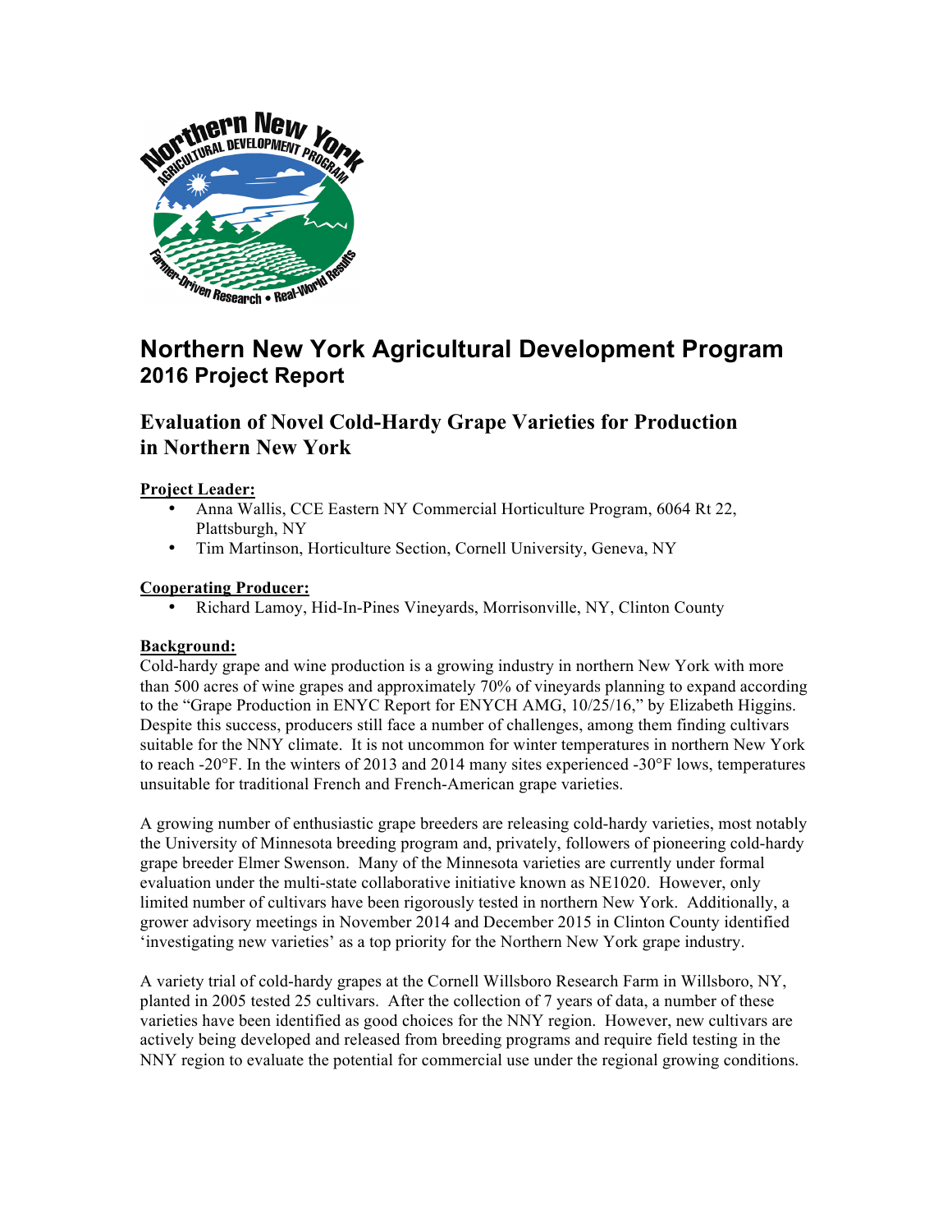# Northern New York Agricultural Development Program
## 2016 Project Report

## Evaluation of Novel Cold-Hardy Grape Varieties for Production in Northern New York

**Project Leader:**

- Anna Wallis, CCE Eastern NY Commercial Horticulture Program, 6064 Rt 22, Plattsburgh, NY
- Tim Martinson, Horticulture Section, Cornell University, Geneva, NY

**Cooperating Producer:**

- Richard Lamoy, Hid-In-Pines Vineyards, Morrisonville, NY, Clinton County

**Background:**

Cold-hardy grape and wine production is a growing industry in northern New York with more than 500 acres of wine grapes and approximately 70% of vineyards planning to expand according to the "Grape Production in ENYC Report for ENYCH AMG, 10/25/16," by Elizabeth Higgins. Despite this success, producers still face a number of challenges, among them finding cultivars suitable for the NNY climate. It is not uncommon for winter temperatures in northern New York to reach -20°F. In the winters of 2013 and 2014 many sites experienced -30°F lows, temperatures unsuitable for traditional French and French-American grape varieties.

A growing number of enthusiastic grape breeders are releasing cold-hardy varieties, most notably the University of Minnesota breeding program and, privately, followers of pioneering cold-hardy grape breeder Elmer Swenson. Many of the Minnesota varieties are currently under formal evaluation under the multi-state collaborative initiative known as NE1020. However, only limited number of cultivars have been rigorously tested in northern New York. Additionally, a grower advisory meetings in November 2014 and December 2015 in Clinton County identified 'investigating new varieties' as a top priority for the Northern New York grape industry.

A variety trial of cold-hardy grapes at the Cornell Willsboro Research Farm in Willsboro, NY, planted in 2005 tested 25 cultivars. After the collection of 7 years of data, a number of these varieties have been identified as good choices for the NNY region. However, new cultivars are actively being developed and released from breeding programs and require field testing in the NNY region to evaluate the potential for commercial use under the regional growing conditions.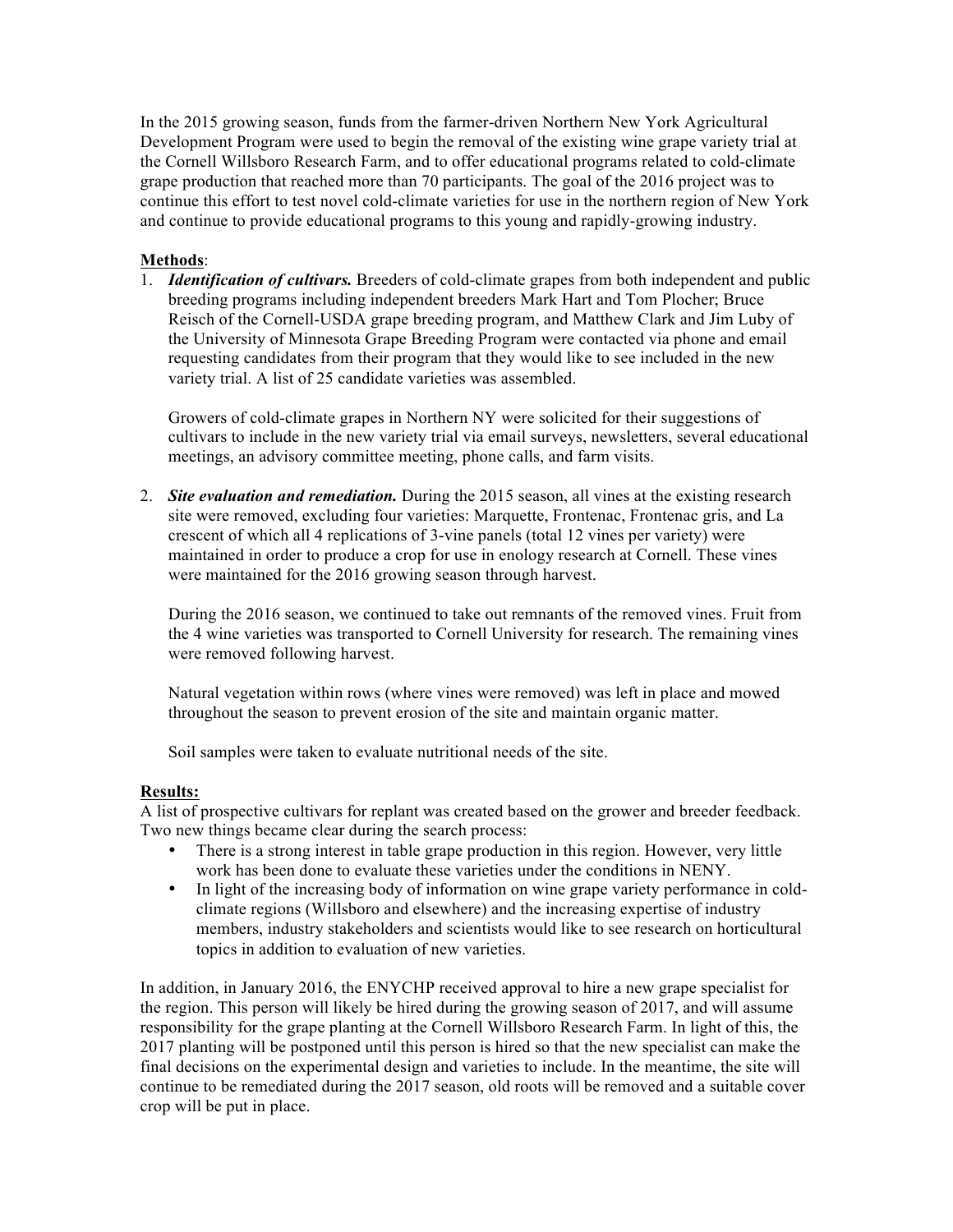In the 2015 growing season, funds from the farmer-driven Northern New York Agricultural Development Program were used to begin the removal of the existing wine grape variety trial at the Cornell Willsboro Research Farm, and to offer educational programs related to cold-climate grape production that reached more than 70 participants. The goal of the 2016 project was to continue this effort to test novel cold-climate varieties for use in the northern region of New York and continue to provide educational programs to this young and rapidly-growing industry.

**Methods**:

1. ***Identification of cultivars.*** Breeders of cold-climate grapes from both independent and public breeding programs including independent breeders Mark Hart and Tom Plocher; Bruce Reisch of the Cornell-USDA grape breeding program, and Matthew Clark and Jim Luby of the University of Minnesota Grape Breeding Program were contacted via phone and email requesting candidates from their program that they would like to see included in the new variety trial. A list of 25 candidate varieties was assembled.

   Growers of cold-climate grapes in Northern NY were solicited for their suggestions of cultivars to include in the new variety trial via email surveys, newsletters, several educational meetings, an advisory committee meeting, phone calls, and farm visits.

2. ***Site evaluation and remediation.*** During the 2015 season, all vines at the existing research site were removed, excluding four varieties: Marquette, Frontenac, Frontenac gris, and La crescent of which all 4 replications of 3-vine panels (total 12 vines per variety) were maintained in order to produce a crop for use in enology research at Cornell. These vines were maintained for the 2016 growing season through harvest.

   During the 2016 season, we continued to take out remnants of the removed vines. Fruit from the 4 wine varieties was transported to Cornell University for research. The remaining vines were removed following harvest.

   Natural vegetation within rows (where vines were removed) was left in place and mowed throughout the season to prevent erosion of the site and maintain organic matter.

   Soil samples were taken to evaluate nutritional needs of the site.

**Results:**

A list of prospective cultivars for replant was created based on the grower and breeder feedback. Two new things became clear during the search process:

- There is a strong interest in table grape production in this region. However, very little work has been done to evaluate these varieties under the conditions in NENY.
- In light of the increasing body of information on wine grape variety performance in cold-climate regions (Willsboro and elsewhere) and the increasing expertise of industry members, industry stakeholders and scientists would like to see research on horticultural topics in addition to evaluation of new varieties.

In addition, in January 2016, the ENYCHP received approval to hire a new grape specialist for the region. This person will likely be hired during the growing season of 2017, and will assume responsibility for the grape planting at the Cornell Willsboro Research Farm. In light of this, the 2017 planting will be postponed until this person is hired so that the new specialist can make the final decisions on the experimental design and varieties to include. In the meantime, the site will continue to be remediated during the 2017 season, old roots will be removed and a suitable cover crop will be put in place.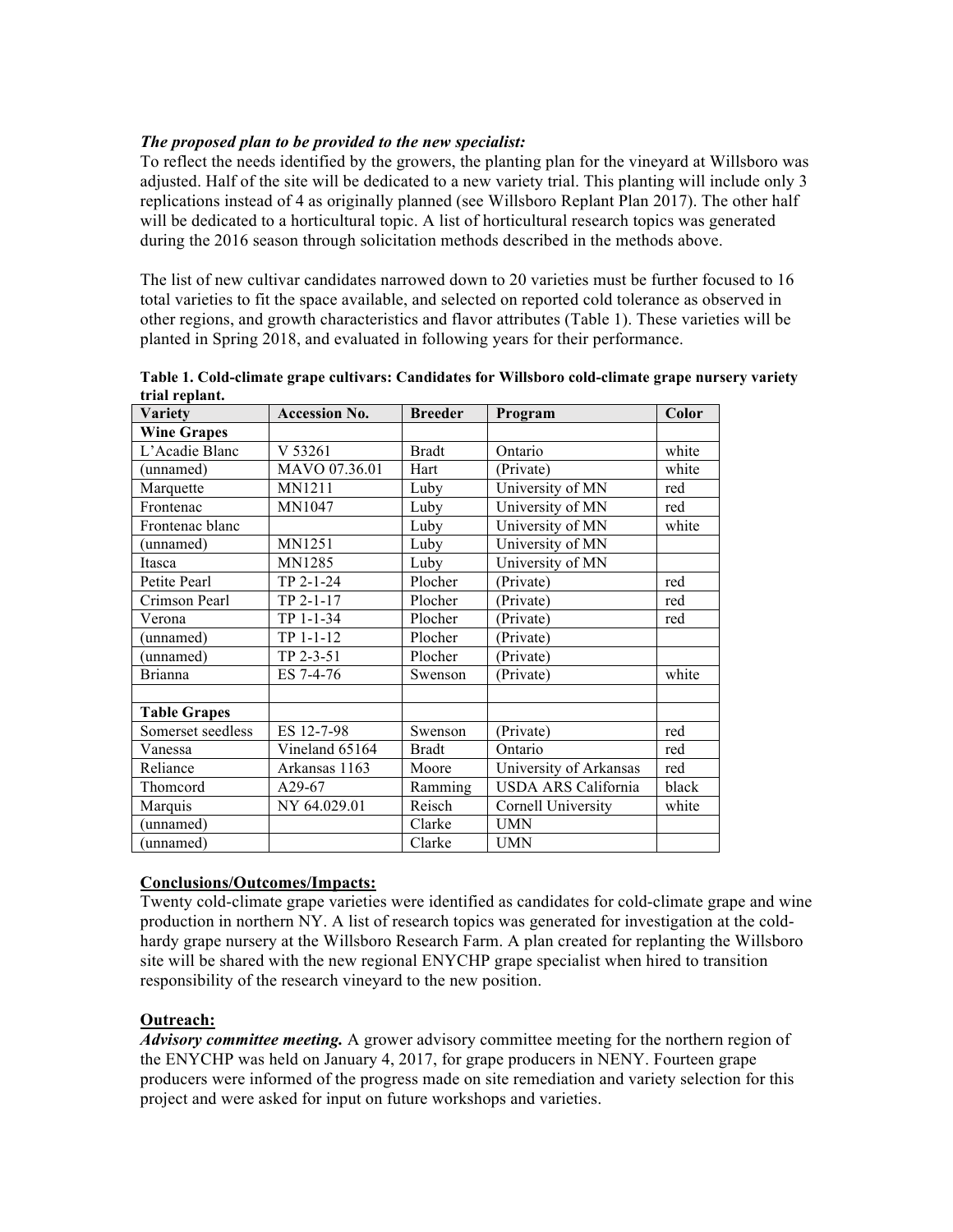***The proposed plan to be provided to the new specialist:***

To reflect the needs identified by the growers, the planting plan for the vineyard at Willsboro was adjusted. Half of the site will be dedicated to a new variety trial. This planting will include only 3 replications instead of 4 as originally planned (see Willsboro Replant Plan 2017). The other half will be dedicated to a horticultural topic. A list of horticultural research topics was generated during the 2016 season through solicitation methods described in the methods above.

The list of new cultivar candidates narrowed down to 20 varieties must be further focused to 16 total varieties to fit the space available, and selected on reported cold tolerance as observed in other regions, and growth characteristics and flavor attributes (Table 1). These varieties will be planted in Spring 2018, and evaluated in following years for their performance.

**Table 1. Cold-climate grape cultivars: Candidates for Willsboro cold-climate grape nursery variety trial replant.**

| Variety | Accession No. | Breeder | Program | Color |
|---|---|---|---|---|
| **Wine Grapes** | | | | |
| L'Acadie Blanc | V 53261 | Bradt | Ontario | white |
| (unnamed) | MAVO 07.36.01 | Hart | (Private) | white |
| Marquette | MN1211 | Luby | University of MN | red |
| Frontenac | MN1047 | Luby | University of MN | red |
| Frontenac blanc | | Luby | University of MN | white |
| (unnamed) | MN1251 | Luby | University of MN | |
| Itasca | MN1285 | Luby | University of MN | |
| Petite Pearl | TP 2-1-24 | Plocher | (Private) | red |
| Crimson Pearl | TP 2-1-17 | Plocher | (Private) | red |
| Verona | TP 1-1-34 | Plocher | (Private) | red |
| (unnamed) | TP 1-1-12 | Plocher | (Private) | |
| (unnamed) | TP 2-3-51 | Plocher | (Private) | |
| Brianna | ES 7-4-76 | Swenson | (Private) | white |
| | | | | |
| **Table Grapes** | | | | |
| Somerset seedless | ES 12-7-98 | Swenson | (Private) | red |
| Vanessa | Vineland 65164 | Bradt | Ontario | red |
| Reliance | Arkansas 1163 | Moore | University of Arkansas | red |
| Thomcord | A29-67 | Ramming | USDA ARS California | black |
| Marquis | NY 64.029.01 | Reisch | Cornell University | white |
| (unnamed) | | Clarke | UMN | |
| (unnamed) | | Clarke | UMN | |

## Conclusions/Outcomes/Impacts:

Twenty cold-climate grape varieties were identified as candidates for cold-climate grape and wine production in northern NY. A list of research topics was generated for investigation at the cold-hardy grape nursery at the Willsboro Research Farm. A plan created for replanting the Willsboro site will be shared with the new regional ENYCHP grape specialist when hired to transition responsibility of the research vineyard to the new position.

## Outreach:

***Advisory committee meeting.*** A grower advisory committee meeting for the northern region of the ENYCHP was held on January 4, 2017, for grape producers in NENY. Fourteen grape producers were informed of the progress made on site remediation and variety selection for this project and were asked for input on future workshops and varieties.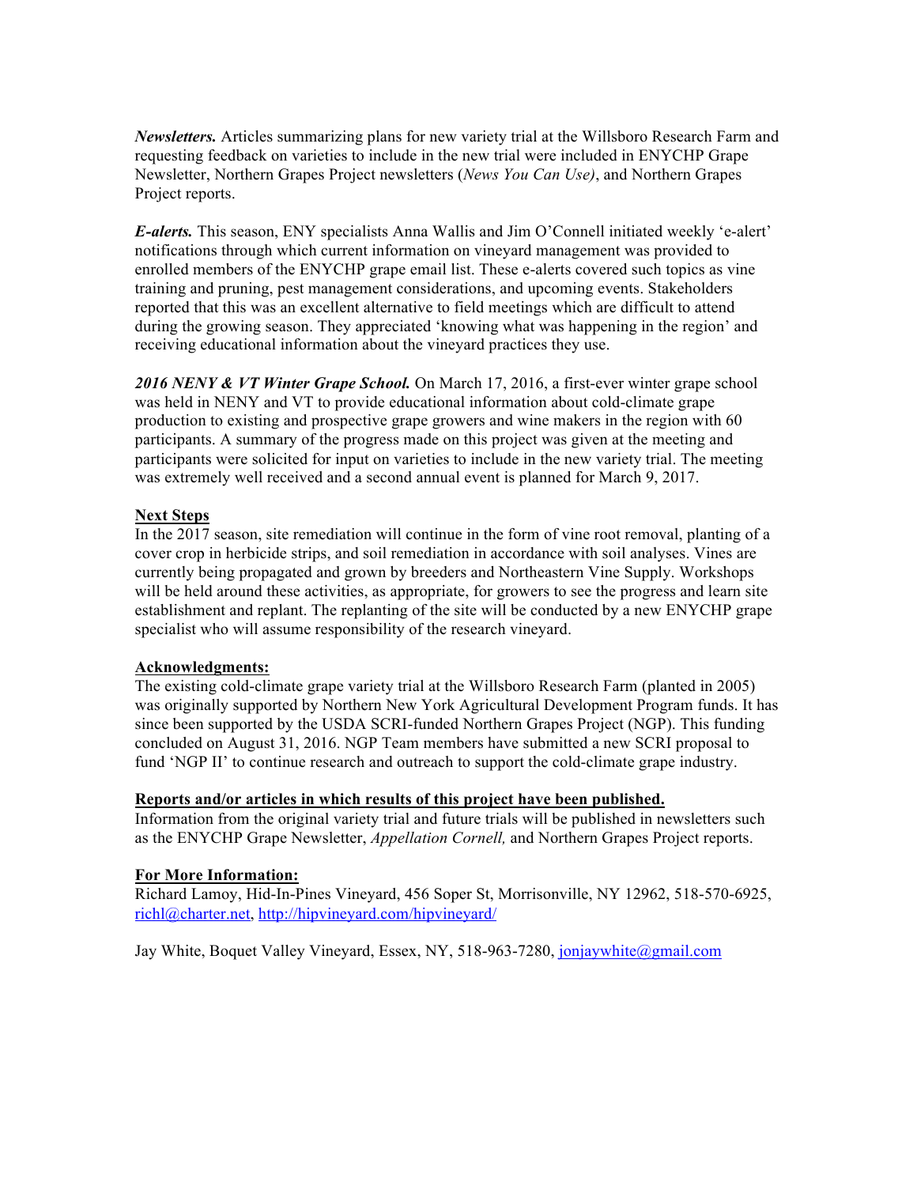***Newsletters.*** Articles summarizing plans for new variety trial at the Willsboro Research Farm and requesting feedback on varieties to include in the new trial were included in ENYCHP Grape Newsletter, Northern Grapes Project newsletters (*News You Can Use)*, and Northern Grapes Project reports.

***E-alerts.*** This season, ENY specialists Anna Wallis and Jim O'Connell initiated weekly 'e-alert' notifications through which current information on vineyard management was provided to enrolled members of the ENYCHP grape email list. These e-alerts covered such topics as vine training and pruning, pest management considerations, and upcoming events. Stakeholders reported that this was an excellent alternative to field meetings which are difficult to attend during the growing season. They appreciated 'knowing what was happening in the region' and receiving educational information about the vineyard practices they use.

***2016 NENY & VT Winter Grape School.*** On March 17, 2016, a first-ever winter grape school was held in NENY and VT to provide educational information about cold-climate grape production to existing and prospective grape growers and wine makers in the region with 60 participants. A summary of the progress made on this project was given at the meeting and participants were solicited for input on varieties to include in the new variety trial. The meeting was extremely well received and a second annual event is planned for March 9, 2017.

## Next Steps

In the 2017 season, site remediation will continue in the form of vine root removal, planting of a cover crop in herbicide strips, and soil remediation in accordance with soil analyses. Vines are currently being propagated and grown by breeders and Northeastern Vine Supply. Workshops will be held around these activities, as appropriate, for growers to see the progress and learn site establishment and replant. The replanting of the site will be conducted by a new ENYCHP grape specialist who will assume responsibility of the research vineyard.

## Acknowledgments:

The existing cold-climate grape variety trial at the Willsboro Research Farm (planted in 2005) was originally supported by Northern New York Agricultural Development Program funds. It has since been supported by the USDA SCRI-funded Northern Grapes Project (NGP). This funding concluded on August 31, 2016. NGP Team members have submitted a new SCRI proposal to fund 'NGP II' to continue research and outreach to support the cold-climate grape industry.

## Reports and/or articles in which results of this project have been published.

Information from the original variety trial and future trials will be published in newsletters such as the ENYCHP Grape Newsletter, *Appellation Cornell,* and Northern Grapes Project reports.

## For More Information:

Richard Lamoy, Hid-In-Pines Vineyard, 456 Soper St, Morrisonville, NY 12962, 518-570-6925, richl@charter.net, http://hipvineyard.com/hipvineyard/

Jay White, Boquet Valley Vineyard, Essex, NY, 518-963-7280, jonjaywhite@gmail.com